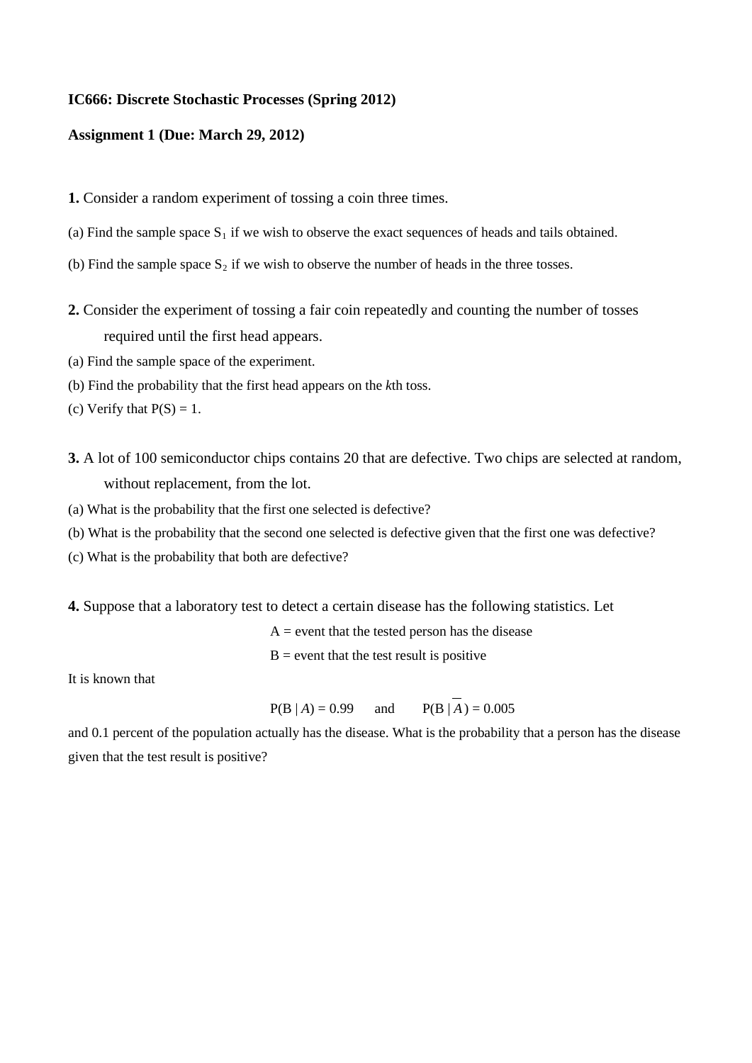**IC666: Discrete Stochastic Processes (Spring 2012)**

**Assignment 1 (Due: March 29, 2012)**

**1.** Consider a random experiment of tossing a coin three times.

(a) Find the sample space $S_1$ if we wish to observe the exact sequences of heads and tails obtained.

(b) Find the sample space $S_2$ if we wish to observe the number of heads in the three tosses.

**2.** Consider the experiment of tossing a fair coin repeatedly and counting the number of tosses required until the first head appears.

(a) Find the sample space of the experiment.

(b) Find the probability that the first head appears on the $k$th toss.

(c) Verify that $P(S) = 1$.

**3.** A lot of 100 semiconductor chips contains 20 that are defective. Two chips are selected at random, without replacement, from the lot.

(a) What is the probability that the first one selected is defective?

(b) What is the probability that the second one selected is defective given that the first one was defective?

(c) What is the probability that both are defective?

**4.** Suppose that a laboratory test to detect a certain disease has the following statistics. Let

A = event that the tested person has the disease

B = event that the test result is positive

It is known that

$$P(B \mid A) = 0.99 \quad \text{and} \quad P(B \mid \overline{A}) = 0.005$$

and 0.1 percent of the population actually has the disease. What is the probability that a person has the disease given that the test result is positive?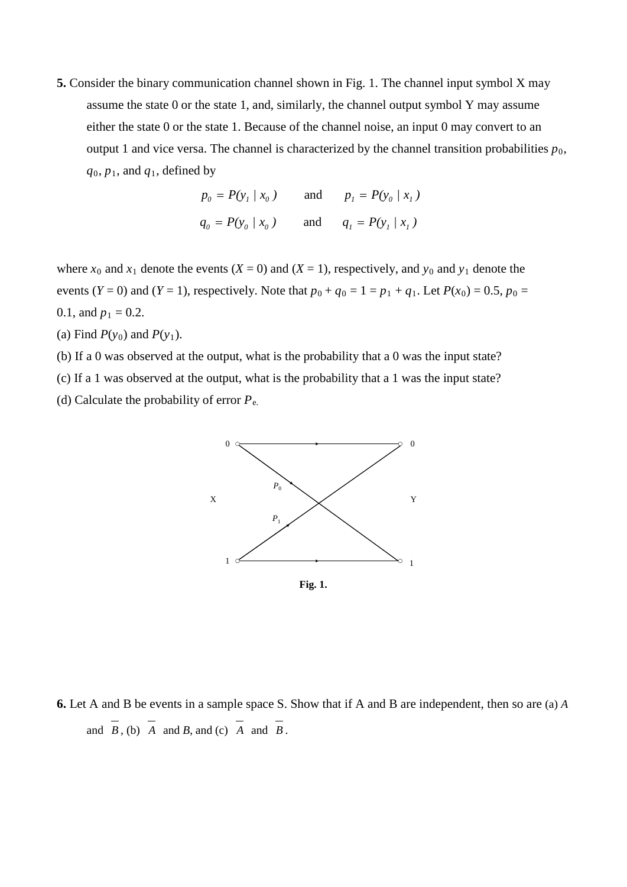**5.** Consider the binary communication channel shown in Fig. 1. The channel input symbol X may assume the state 0 or the state 1, and, similarly, the channel output symbol Y may assume either the state 0 or the state 1. Because of the channel noise, an input 0 may convert to an output 1 and vice versa. The channel is characterized by the channel transition probabilities $p_0$, $q_0$, $p_1$, and $q_1$, defined by

$$p_0 = P(y_1 \mid x_0) \qquad \text{and} \qquad p_1 = P(y_0 \mid x_1)$$

$$q_0 = P(y_0 \mid x_0) \qquad \text{and} \qquad q_1 = P(y_1 \mid x_1)$$

where $x_0$ and $x_1$ denote the events ($X = 0$) and ($X = 1$), respectively, and $y_0$ and $y_1$ denote the events ($Y = 0$) and ($Y = 1$), respectively. Note that $p_0 + q_0 = 1 = p_1 + q_1$. Let $P(x_0) = 0.5$, $p_0 = 0.1$, and $p_1 = 0.2$.

(a) Find $P(y_0)$ and $P(y_1)$.

(b) If a 0 was observed at the output, what is the probability that a 0 was the input state?

(c) If a 1 was observed at the output, what is the probability that a 1 was the input state?

(d) Calculate the probability of error $P_e$.

0 0

$P_0$

X Y

$P_1$

1 1

**Fig. 1.**

**6.** Let A and B be events in a sample space S. Show that if A and B are independent, then so are (a) $A$ and $\overline{B}$, (b) $\overline{A}$ and $B$, and (c) $\overline{A}$ and $\overline{B}$.